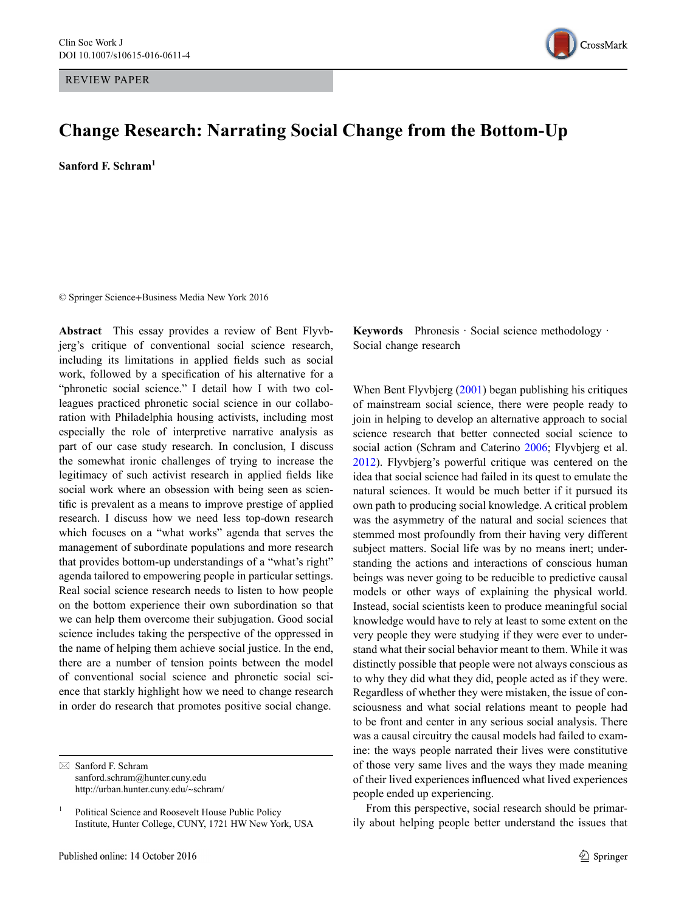REVIEW PAPER

# Change Research: Narrating Social Change from the Bottom-Up

**Sanford F. Schram**[1]

© Springer Science+Business Media New York 2016

**Abstract** This essay provides a review of Bent Flyvbjerg's critique of conventional social science research, including its limitations in applied fields such as social work, followed by a specification of his alternative for a "phronetic social science." I detail how I with two colleagues practiced phronetic social science in our collaboration with Philadelphia housing activists, including most especially the role of interpretive narrative analysis as part of our case study research. In conclusion, I discuss the somewhat ironic challenges of trying to increase the legitimacy of such activist research in applied fields like social work where an obsession with being seen as scientific is prevalent as a means to improve prestige of applied research. I discuss how we need less top-down research which focuses on a "what works" agenda that serves the management of subordinate populations and more research that provides bottom-up understandings of a "what's right" agenda tailored to empowering people in particular settings. Real social science research needs to listen to how people on the bottom experience their own subordination so that we can help them overcome their subjugation. Good social science includes taking the perspective of the oppressed in the name of helping them achieve social justice. In the end, there are a number of tension points between the model of conventional social science and phronetic social science that starkly highlight how we need to change research in order do research that promotes positive social change.

**Keywords** Phronesis · Social science methodology · Social change research

When Bent Flyvbjerg (2001) began publishing his critiques of mainstream social science, there were people ready to join in helping to develop an alternative approach to social science research that better connected social science to social action (Schram and Caterino 2006; Flyvbjerg et al. 2012). Flyvbjerg's powerful critique was centered on the idea that social science had failed in its quest to emulate the natural sciences. It would be much better if it pursued its own path to producing social knowledge. A critical problem was the asymmetry of the natural and social sciences that stemmed most profoundly from their having very different subject matters. Social life was by no means inert; understanding the actions and interactions of conscious human beings was never going to be reducible to predictive causal models or other ways of explaining the physical world. Instead, social scientists keen to produce meaningful social knowledge would have to rely at least to some extent on the very people they were studying if they were ever to understand what their social behavior meant to them. While it was distinctly possible that people were not always conscious as to why they did what they did, people acted as if they were. Regardless of whether they were mistaken, the issue of consciousness and what social relations meant to people had to be front and center in any serious social analysis. There was a causal circuitry the causal models had failed to examine: the ways people narrated their lives were constitutive of those very same lives and the ways they made meaning of their lived experiences influenced what lived experiences people ended up experiencing.

From this perspective, social research should be primarily about helping people better understand the issues that

---

✉ Sanford F. Schram
sanford.schram@hunter.cuny.edu
http://urban.hunter.cuny.edu/~schram/

[1] Political Science and Roosevelt House Public Policy Institute, Hunter College, CUNY, 1721 HW New York, USA

Published online: 14 October 2016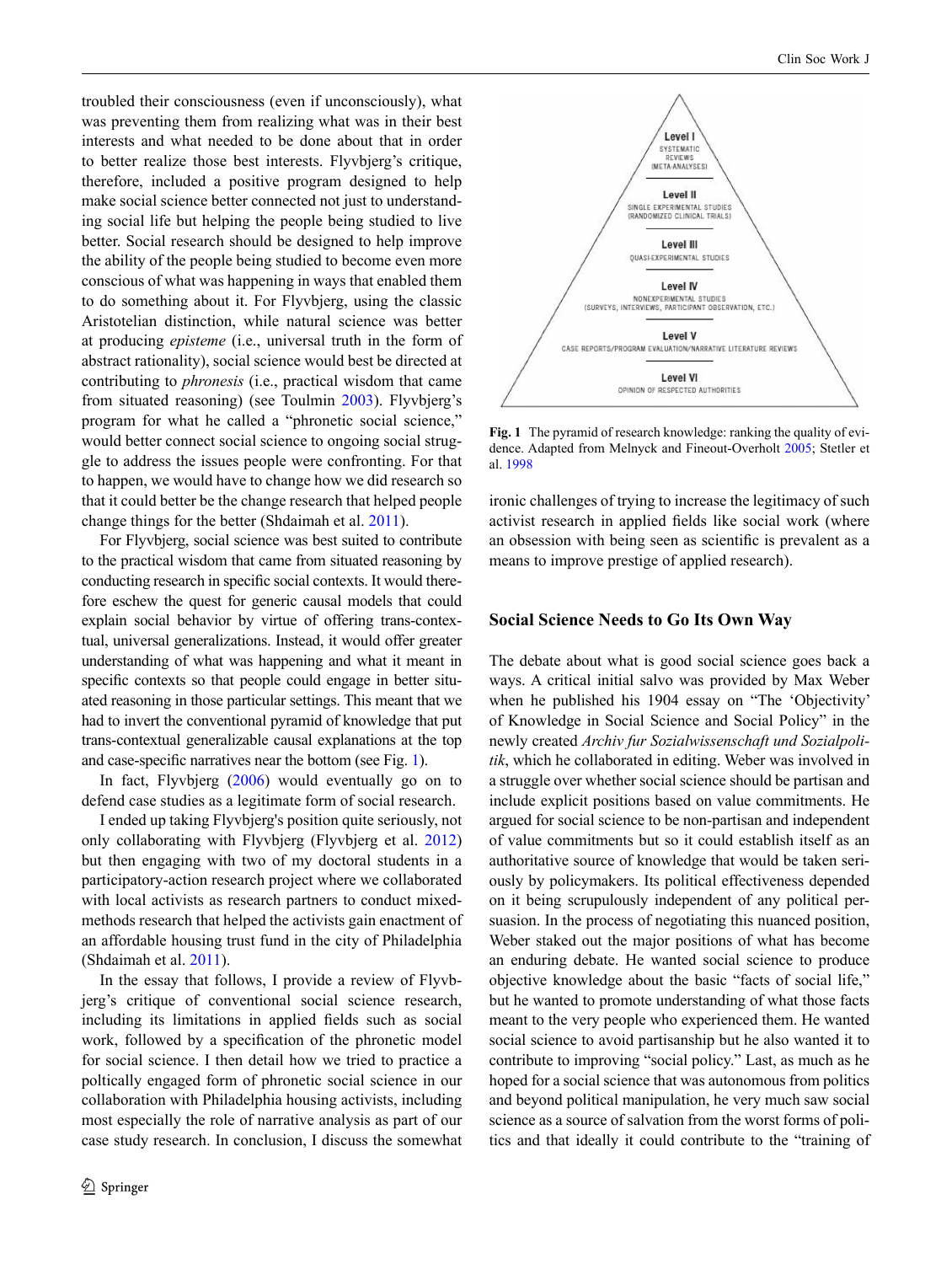troubled their consciousness (even if unconsciously), what was preventing them from realizing what was in their best interests and what needed to be done about that in order to better realize those best interests. Flyvbjerg's critique, therefore, included a positive program designed to help make social science better connected not just to understanding social life but helping the people being studied to live better. Social research should be designed to help improve the ability of the people being studied to become even more conscious of what was happening in ways that enabled them to do something about it. For Flyvbjerg, using the classic Aristotelian distinction, while natural science was better at producing *episteme* (i.e., universal truth in the form of abstract rationality), social science would best be directed at contributing to *phronesis* (i.e., practical wisdom that came from situated reasoning) (see Toulmin 2003). Flyvbjerg's program for what he called a "phronetic social science," would better connect social science to ongoing social struggle to address the issues people were confronting. For that to happen, we would have to change how we did research so that it could better be the change research that helped people change things for the better (Shdaimah et al. 2011).

For Flyvbjerg, social science was best suited to contribute to the practical wisdom that came from situated reasoning by conducting research in specific social contexts. It would therefore eschew the quest for generic causal models that could explain social behavior by virtue of offering trans-contextual, universal generalizations. Instead, it would offer greater understanding of what was happening and what it meant in specific contexts so that people could engage in better situated reasoning in those particular settings. This meant that we had to invert the conventional pyramid of knowledge that put trans-contextual generalizable causal explanations at the top and case-specific narratives near the bottom (see Fig. 1).

In fact, Flyvbjerg (2006) would eventually go on to defend case studies as a legitimate form of social research.

I ended up taking Flyvbjerg's position quite seriously, not only collaborating with Flyvbjerg (Flyvbjerg et al. 2012) but then engaging with two of my doctoral students in a participatory-action research project where we collaborated with local activists as research partners to conduct mixed-methods research that helped the activists gain enactment of an affordable housing trust fund in the city of Philadelphia (Shdaimah et al. 2011).

In the essay that follows, I provide a review of Flyvbjerg's critique of conventional social science research, including its limitations in applied fields such as social work, followed by a specification of the phronetic model for social science. I then detail how we tried to practice a poltically engaged form of phronetic social science in our collaboration with Philadelphia housing activists, including most especially the role of narrative analysis as part of our case study research. In conclusion, I discuss the somewhat ironic challenges of trying to increase the legitimacy of such activist research in applied fields like social work (where an obsession with being seen as scientific is prevalent as a means to improve prestige of applied research).

Level I — SYSTEMATIC REVIEWS (META-ANALYSES)
Level II — SINGLE EXPERIMENTAL STUDIES (RANDOMIZED CLINICAL TRIALS)
Level III — QUASI-EXPERIMENTAL STUDIES
Level IV — NONEXPERIMENTAL STUDIES (SURVEYS, INTERVIEWS, PARTICIPANT OBSERVATION, ETC.)
Level V — CASE REPORTS/PROGRAM EVALUATION/NARRATIVE LITERATURE REVIEWS
Level VI — OPINION OF RESPECTED AUTHORITIES

**Fig. 1** The pyramid of research knowledge: ranking the quality of evidence. Adapted from Melnyck and Fineout-Overholt 2005; Stetler et al. 1998

## Social Science Needs to Go Its Own Way

The debate about what is good social science goes back a ways. A critical initial salvo was provided by Max Weber when he published his 1904 essay on "The 'Objectivity' of Knowledge in Social Science and Social Policy" in the newly created *Archiv fur Sozialwissenschaft und Sozialpolitik*, which he collaborated in editing. Weber was involved in a struggle over whether social science should be partisan and include explicit positions based on value commitments. He argued for social science to be non-partisan and independent of value commitments but so it could establish itself as an authoritative source of knowledge that would be taken seriously by policymakers. Its political effectiveness depended on it being scrupulously independent of any political persuasion. In the process of negotiating this nuanced position, Weber staked out the major positions of what has become an enduring debate. He wanted social science to produce objective knowledge about the basic "facts of social life," but he wanted to promote understanding of what those facts meant to the very people who experienced them. He wanted social science to avoid partisanship but he also wanted it to contribute to improving "social policy." Last, as much as he hoped for a social science that was autonomous from politics and beyond political manipulation, he very much saw social science as a source of salvation from the worst forms of politics and that ideally it could contribute to the "training of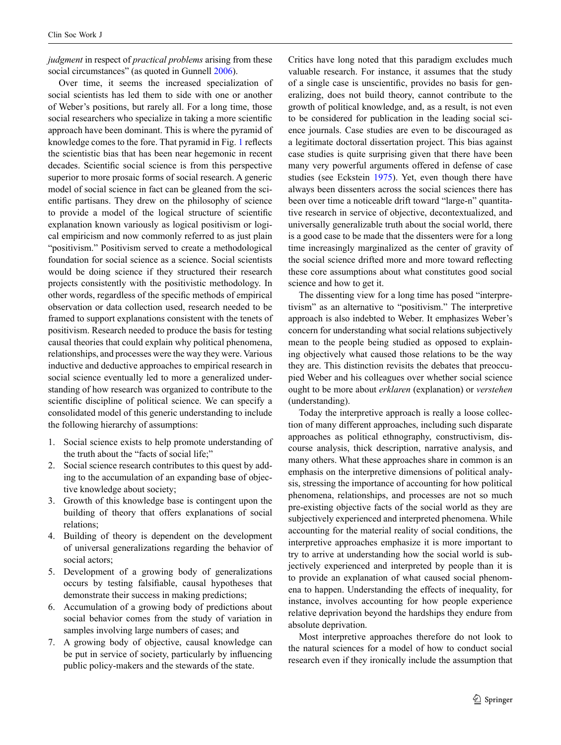*judgment* in respect of *practical problems* arising from these social circumstances" (as quoted in Gunnell 2006).

Over time, it seems the increased specialization of social scientists has led them to side with one or another of Weber's positions, but rarely all. For a long time, those social researchers who specialize in taking a more scientific approach have been dominant. This is where the pyramid of knowledge comes to the fore. That pyramid in Fig. 1 reflects the scientistic bias that has been near hegemonic in recent decades. Scientific social science is from this perspective superior to more prosaic forms of social research. A generic model of social science in fact can be gleaned from the scientific partisans. They drew on the philosophy of science to provide a model of the logical structure of scientific explanation known variously as logical positivism or logical empiricism and now commonly referred to as just plain "positivism." Positivism served to create a methodological foundation for social science as a science. Social scientists would be doing science if they structured their research projects consistently with the positivistic methodology. In other words, regardless of the specific methods of empirical observation or data collection used, research needed to be framed to support explanations consistent with the tenets of positivism. Research needed to produce the basis for testing causal theories that could explain why political phenomena, relationships, and processes were the way they were. Various inductive and deductive approaches to empirical research in social science eventually led to more a generalized understanding of how research was organized to contribute to the scientific discipline of political science. We can specify a consolidated model of this generic understanding to include the following hierarchy of assumptions:

1. Social science exists to help promote understanding of the truth about the "facts of social life;"
2. Social science research contributes to this quest by adding to the accumulation of an expanding base of objective knowledge about society;
3. Growth of this knowledge base is contingent upon the building of theory that offers explanations of social relations;
4. Building of theory is dependent on the development of universal generalizations regarding the behavior of social actors;
5. Development of a growing body of generalizations occurs by testing falsifiable, causal hypotheses that demonstrate their success in making predictions;
6. Accumulation of a growing body of predictions about social behavior comes from the study of variation in samples involving large numbers of cases; and
7. A growing body of objective, causal knowledge can be put in service of society, particularly by influencing public policy-makers and the stewards of the state.

Critics have long noted that this paradigm excludes much valuable research. For instance, it assumes that the study of a single case is unscientific, provides no basis for generalizing, does not build theory, cannot contribute to the growth of political knowledge, and, as a result, is not even to be considered for publication in the leading social science journals. Case studies are even to be discouraged as a legitimate doctoral dissertation project. This bias against case studies is quite surprising given that there have been many very powerful arguments offered in defense of case studies (see Eckstein 1975). Yet, even though there have always been dissenters across the social sciences there has been over time a noticeable drift toward "large-n" quantitative research in service of objective, decontextualized, and universally generalizable truth about the social world, there is a good case to be made that the dissenters were for a long time increasingly marginalized as the center of gravity of the social science drifted more and more toward reflecting these core assumptions about what constitutes good social science and how to get it.

The dissenting view for a long time has posed "interpretivism" as an alternative to "positivism." The interpretive approach is also indebted to Weber. It emphasizes Weber's concern for understanding what social relations subjectively mean to the people being studied as opposed to explaining objectively what caused those relations to be the way they are. This distinction revisits the debates that preoccupied Weber and his colleagues over whether social science ought to be more about *erklaren* (explanation) or *verstehen* (understanding).

Today the interpretive approach is really a loose collection of many different approaches, including such disparate approaches as political ethnography, constructivism, discourse analysis, thick description, narrative analysis, and many others. What these approaches share in common is an emphasis on the interpretive dimensions of political analysis, stressing the importance of accounting for how political phenomena, relationships, and processes are not so much pre-existing objective facts of the social world as they are subjectively experienced and interpreted phenomena. While accounting for the material reality of social conditions, the interpretive approaches emphasize it is more important to try to arrive at understanding how the social world is subjectively experienced and interpreted by people than it is to provide an explanation of what caused social phenomena to happen. Understanding the effects of inequality, for instance, involves accounting for how people experience relative deprivation beyond the hardships they endure from absolute deprivation.

Most interpretive approaches therefore do not look to the natural sciences for a model of how to conduct social research even if they ironically include the assumption that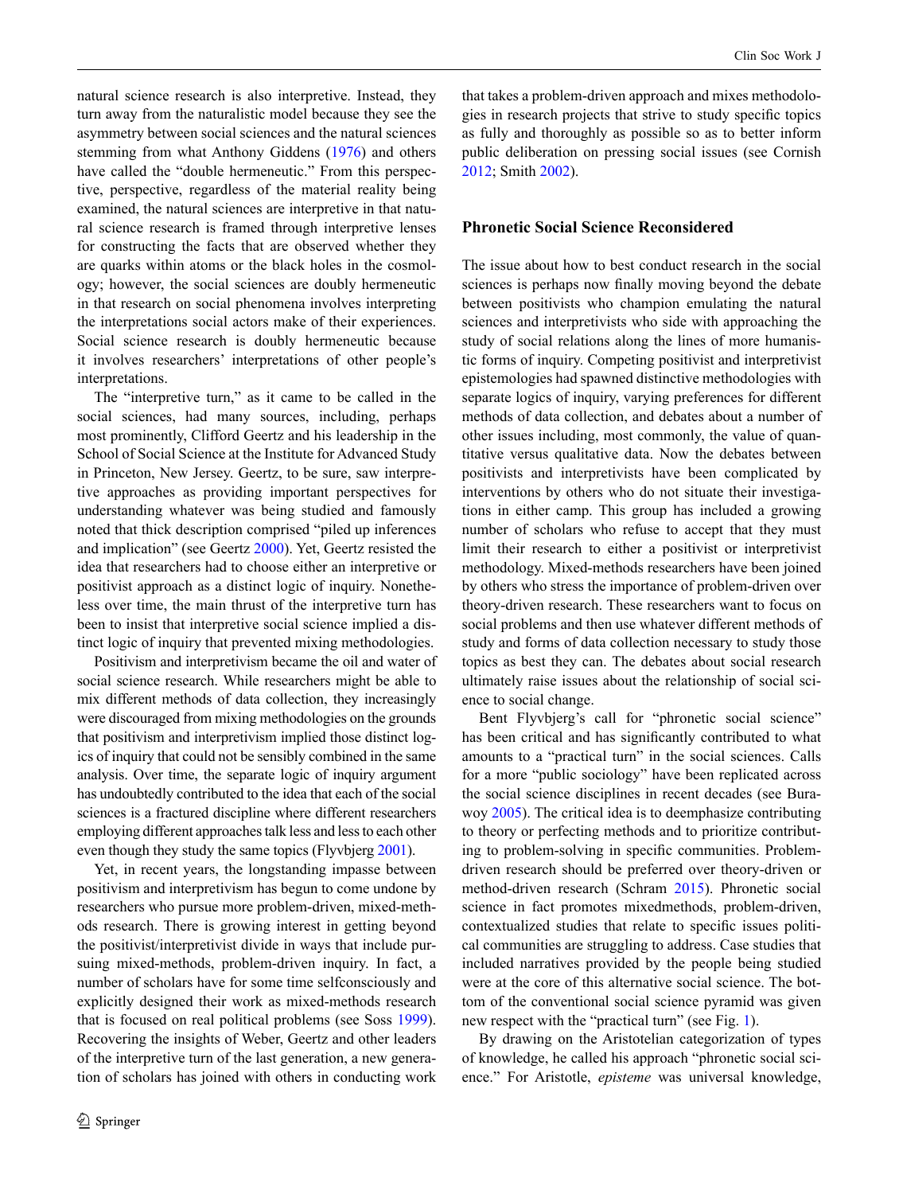natural science research is also interpretive. Instead, they turn away from the naturalistic model because they see the asymmetry between social sciences and the natural sciences stemming from what Anthony Giddens (1976) and others have called the "double hermeneutic." From this perspective, perspective, regardless of the material reality being examined, the natural sciences are interpretive in that natural science research is framed through interpretive lenses for constructing the facts that are observed whether they are quarks within atoms or the black holes in the cosmology; however, the social sciences are doubly hermeneutic in that research on social phenomena involves interpreting the interpretations social actors make of their experiences. Social science research is doubly hermeneutic because it involves researchers' interpretations of other people's interpretations.

The "interpretive turn," as it came to be called in the social sciences, had many sources, including, perhaps most prominently, Clifford Geertz and his leadership in the School of Social Science at the Institute for Advanced Study in Princeton, New Jersey. Geertz, to be sure, saw interpretive approaches as providing important perspectives for understanding whatever was being studied and famously noted that thick description comprised "piled up inferences and implication" (see Geertz 2000). Yet, Geertz resisted the idea that researchers had to choose either an interpretive or positivist approach as a distinct logic of inquiry. Nonetheless over time, the main thrust of the interpretive turn has been to insist that interpretive social science implied a distinct logic of inquiry that prevented mixing methodologies.

Positivism and interpretivism became the oil and water of social science research. While researchers might be able to mix different methods of data collection, they increasingly were discouraged from mixing methodologies on the grounds that positivism and interpretivism implied those distinct logics of inquiry that could not be sensibly combined in the same analysis. Over time, the separate logic of inquiry argument has undoubtedly contributed to the idea that each of the social sciences is a fractured discipline where different researchers employing different approaches talk less and less to each other even though they study the same topics (Flyvbjerg 2001).

Yet, in recent years, the longstanding impasse between positivism and interpretivism has begun to come undone by researchers who pursue more problem-driven, mixed-methods research. There is growing interest in getting beyond the positivist/interpretivist divide in ways that include pursuing mixed-methods, problem-driven inquiry. In fact, a number of scholars have for some time selfconsciously and explicitly designed their work as mixed-methods research that is focused on real political problems (see Soss 1999). Recovering the insights of Weber, Geertz and other leaders of the interpretive turn of the last generation, a new generation of scholars has joined with others in conducting work that takes a problem-driven approach and mixes methodologies in research projects that strive to study specific topics as fully and thoroughly as possible so as to better inform public deliberation on pressing social issues (see Cornish 2012; Smith 2002).

## Phronetic Social Science Reconsidered

The issue about how to best conduct research in the social sciences is perhaps now finally moving beyond the debate between positivists who champion emulating the natural sciences and interpretivists who side with approaching the study of social relations along the lines of more humanistic forms of inquiry. Competing positivist and interpretivist epistemologies had spawned distinctive methodologies with separate logics of inquiry, varying preferences for different methods of data collection, and debates about a number of other issues including, most commonly, the value of quantitative versus qualitative data. Now the debates between positivists and interpretivists have been complicated by interventions by others who do not situate their investigations in either camp. This group has included a growing number of scholars who refuse to accept that they must limit their research to either a positivist or interpretivist methodology. Mixed-methods researchers have been joined by others who stress the importance of problem-driven over theory-driven research. These researchers want to focus on social problems and then use whatever different methods of study and forms of data collection necessary to study those topics as best they can. The debates about social research ultimately raise issues about the relationship of social science to social change.

Bent Flyvbjerg's call for "phronetic social science" has been critical and has significantly contributed to what amounts to a "practical turn" in the social sciences. Calls for a more "public sociology" have been replicated across the social science disciplines in recent decades (see Burawoy 2005). The critical idea is to deemphasize contributing to theory or perfecting methods and to prioritize contributing to problem-solving in specific communities. Problem-driven research should be preferred over theory-driven or method-driven research (Schram 2015). Phronetic social science in fact promotes mixedmethods, problem-driven, contextualized studies that relate to specific issues political communities are struggling to address. Case studies that included narratives provided by the people being studied were at the core of this alternative social science. The bottom of the conventional social science pyramid was given new respect with the "practical turn" (see Fig. 1).

By drawing on the Aristotelian categorization of types of knowledge, he called his approach "phronetic social science." For Aristotle, *episteme* was universal knowledge,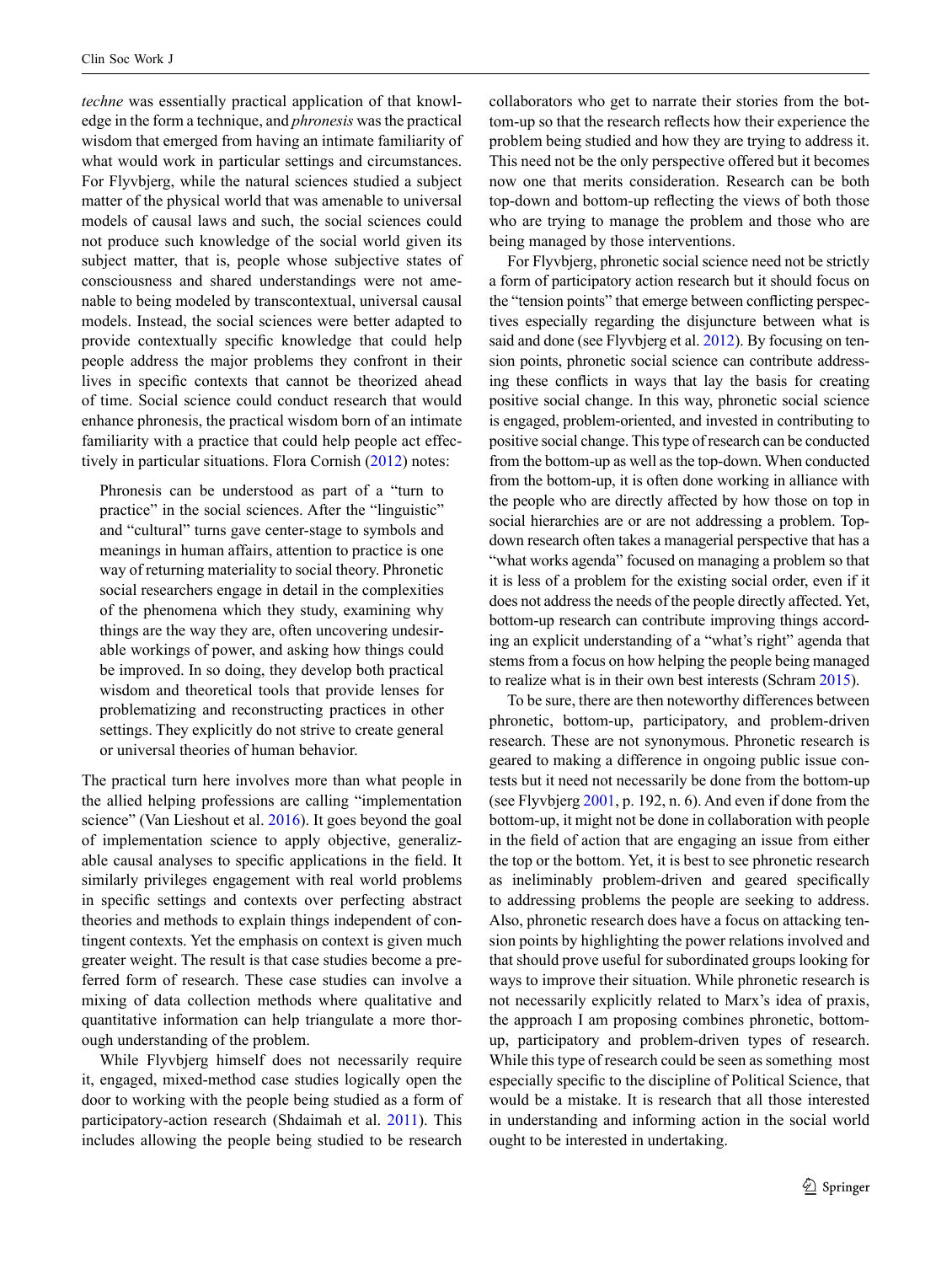*techne* was essentially practical application of that knowledge in the form a technique, and *phronesis* was the practical wisdom that emerged from having an intimate familiarity of what would work in particular settings and circumstances. For Flyvbjerg, while the natural sciences studied a subject matter of the physical world that was amenable to universal models of causal laws and such, the social sciences could not produce such knowledge of the social world given its subject matter, that is, people whose subjective states of consciousness and shared understandings were not amenable to being modeled by transcontextual, universal causal models. Instead, the social sciences were better adapted to provide contextually specific knowledge that could help people address the major problems they confront in their lives in specific contexts that cannot be theorized ahead of time. Social science could conduct research that would enhance phronesis, the practical wisdom born of an intimate familiarity with a practice that could help people act effectively in particular situations. Flora Cornish (2012) notes:

> Phronesis can be understood as part of a "turn to practice" in the social sciences. After the "linguistic" and "cultural" turns gave center-stage to symbols and meanings in human affairs, attention to practice is one way of returning materiality to social theory. Phronetic social researchers engage in detail in the complexities of the phenomena which they study, examining why things are the way they are, often uncovering undesirable workings of power, and asking how things could be improved. In so doing, they develop both practical wisdom and theoretical tools that provide lenses for problematizing and reconstructing practices in other settings. They explicitly do not strive to create general or universal theories of human behavior.

The practical turn here involves more than what people in the allied helping professions are calling "implementation science" (Van Lieshout et al. 2016). It goes beyond the goal of implementation science to apply objective, generalizable causal analyses to specific applications in the field. It similarly privileges engagement with real world problems in specific settings and contexts over perfecting abstract theories and methods to explain things independent of contingent contexts. Yet the emphasis on context is given much greater weight. The result is that case studies become a preferred form of research. These case studies can involve a mixing of data collection methods where qualitative and quantitative information can help triangulate a more thorough understanding of the problem.

While Flyvbjerg himself does not necessarily require it, engaged, mixed-method case studies logically open the door to working with the people being studied as a form of participatory-action research (Shdaimah et al. 2011). This includes allowing the people being studied to be research collaborators who get to narrate their stories from the bottom-up so that the research reflects how their experience the problem being studied and how they are trying to address it. This need not be the only perspective offered but it becomes now one that merits consideration. Research can be both top-down and bottom-up reflecting the views of both those who are trying to manage the problem and those who are being managed by those interventions.

For Flyvbjerg, phronetic social science need not be strictly a form of participatory action research but it should focus on the "tension points" that emerge between conflicting perspectives especially regarding the disjuncture between what is said and done (see Flyvbjerg et al. 2012). By focusing on tension points, phronetic social science can contribute addressing these conflicts in ways that lay the basis for creating positive social change. In this way, phronetic social science is engaged, problem-oriented, and invested in contributing to positive social change. This type of research can be conducted from the bottom-up as well as the top-down. When conducted from the bottom-up, it is often done working in alliance with the people who are directly affected by how those on top in social hierarchies are or are not addressing a problem. Top-down research often takes a managerial perspective that has a "what works agenda" focused on managing a problem so that it is less of a problem for the existing social order, even if it does not address the needs of the people directly affected. Yet, bottom-up research can contribute improving things according an explicit understanding of a "what's right" agenda that stems from a focus on how helping the people being managed to realize what is in their own best interests (Schram 2015).

To be sure, there are then noteworthy differences between phronetic, bottom-up, participatory, and problem-driven research. These are not synonymous. Phronetic research is geared to making a difference in ongoing public issue contests but it need not necessarily be done from the bottom-up (see Flyvbjerg 2001, p. 192, n. 6). And even if done from the bottom-up, it might not be done in collaboration with people in the field of action that are engaging an issue from either the top or the bottom. Yet, it is best to see phronetic research as ineliminably problem-driven and geared specifically to addressing problems the people are seeking to address. Also, phronetic research does have a focus on attacking tension points by highlighting the power relations involved and that should prove useful for subordinated groups looking for ways to improve their situation. While phronetic research is not necessarily explicitly related to Marx's idea of praxis, the approach I am proposing combines phronetic, bottom-up, participatory and problem-driven types of research. While this type of research could be seen as something most especially specific to the discipline of Political Science, that would be a mistake. It is research that all those interested in understanding and informing action in the social world ought to be interested in undertaking.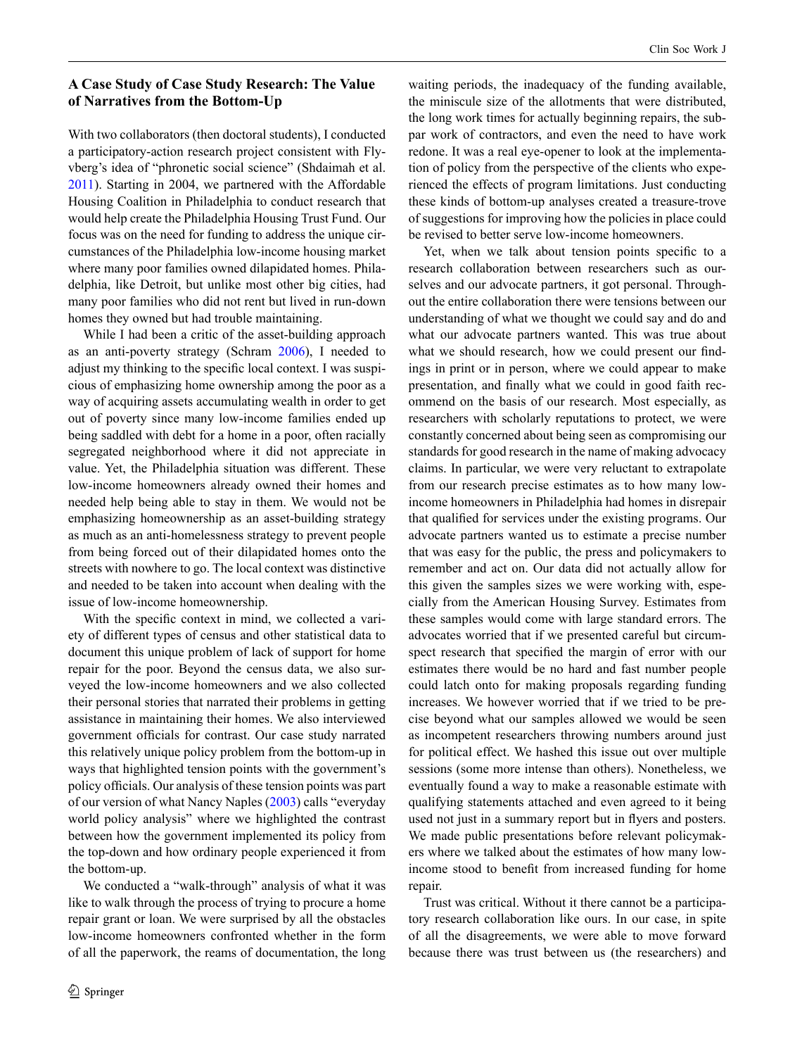### A Case Study of Case Study Research: The Value of Narratives from the Bottom-Up

With two collaborators (then doctoral students), I conducted a participatory-action research project consistent with Flyvberg's idea of "phronetic social science" (Shdaimah et al. 2011). Starting in 2004, we partnered with the Affordable Housing Coalition in Philadelphia to conduct research that would help create the Philadelphia Housing Trust Fund. Our focus was on the need for funding to address the unique circumstances of the Philadelphia low-income housing market where many poor families owned dilapidated homes. Philadelphia, like Detroit, but unlike most other big cities, had many poor families who did not rent but lived in run-down homes they owned but had trouble maintaining.

While I had been a critic of the asset-building approach as an anti-poverty strategy (Schram 2006), I needed to adjust my thinking to the specific local context. I was suspicious of emphasizing home ownership among the poor as a way of acquiring assets accumulating wealth in order to get out of poverty since many low-income families ended up being saddled with debt for a home in a poor, often racially segregated neighborhood where it did not appreciate in value. Yet, the Philadelphia situation was different. These low-income homeowners already owned their homes and needed help being able to stay in them. We would not be emphasizing homeownership as an asset-building strategy as much as an anti-homelessness strategy to prevent people from being forced out of their dilapidated homes onto the streets with nowhere to go. The local context was distinctive and needed to be taken into account when dealing with the issue of low-income homeownership.

With the specific context in mind, we collected a variety of different types of census and other statistical data to document this unique problem of lack of support for home repair for the poor. Beyond the census data, we also surveyed the low-income homeowners and we also collected their personal stories that narrated their problems in getting assistance in maintaining their homes. We also interviewed government officials for contrast. Our case study narrated this relatively unique policy problem from the bottom-up in ways that highlighted tension points with the government's policy officials. Our analysis of these tension points was part of our version of what Nancy Naples (2003) calls "everyday world policy analysis" where we highlighted the contrast between how the government implemented its policy from the top-down and how ordinary people experienced it from the bottom-up.

We conducted a "walk-through" analysis of what it was like to walk through the process of trying to procure a home repair grant or loan. We were surprised by all the obstacles low-income homeowners confronted whether in the form of all the paperwork, the reams of documentation, the long waiting periods, the inadequacy of the funding available, the miniscule size of the allotments that were distributed, the long work times for actually beginning repairs, the subpar work of contractors, and even the need to have work redone. It was a real eye-opener to look at the implementation of policy from the perspective of the clients who experienced the effects of program limitations. Just conducting these kinds of bottom-up analyses created a treasure-trove of suggestions for improving how the policies in place could be revised to better serve low-income homeowners.

Yet, when we talk about tension points specific to a research collaboration between researchers such as ourselves and our advocate partners, it got personal. Throughout the entire collaboration there were tensions between our understanding of what we thought we could say and do and what our advocate partners wanted. This was true about what we should research, how we could present our findings in print or in person, where we could appear to make presentation, and finally what we could in good faith recommend on the basis of our research. Most especially, as researchers with scholarly reputations to protect, we were constantly concerned about being seen as compromising our standards for good research in the name of making advocacy claims. In particular, we were very reluctant to extrapolate from our research precise estimates as to how many low-income homeowners in Philadelphia had homes in disrepair that qualified for services under the existing programs. Our advocate partners wanted us to estimate a precise number that was easy for the public, the press and policymakers to remember and act on. Our data did not actually allow for this given the samples sizes we were working with, especially from the American Housing Survey. Estimates from these samples would come with large standard errors. The advocates worried that if we presented careful but circumspect research that specified the margin of error with our estimates there would be no hard and fast number people could latch onto for making proposals regarding funding increases. We however worried that if we tried to be precise beyond what our samples allowed we would be seen as incompetent researchers throwing numbers around just for political effect. We hashed this issue out over multiple sessions (some more intense than others). Nonetheless, we eventually found a way to make a reasonable estimate with qualifying statements attached and even agreed to it being used not just in a summary report but in flyers and posters. We made public presentations before relevant policymakers where we talked about the estimates of how many low-income stood to benefit from increased funding for home repair.

Trust was critical. Without it there cannot be a participatory research collaboration like ours. In our case, in spite of all the disagreements, we were able to move forward because there was trust between us (the researchers) and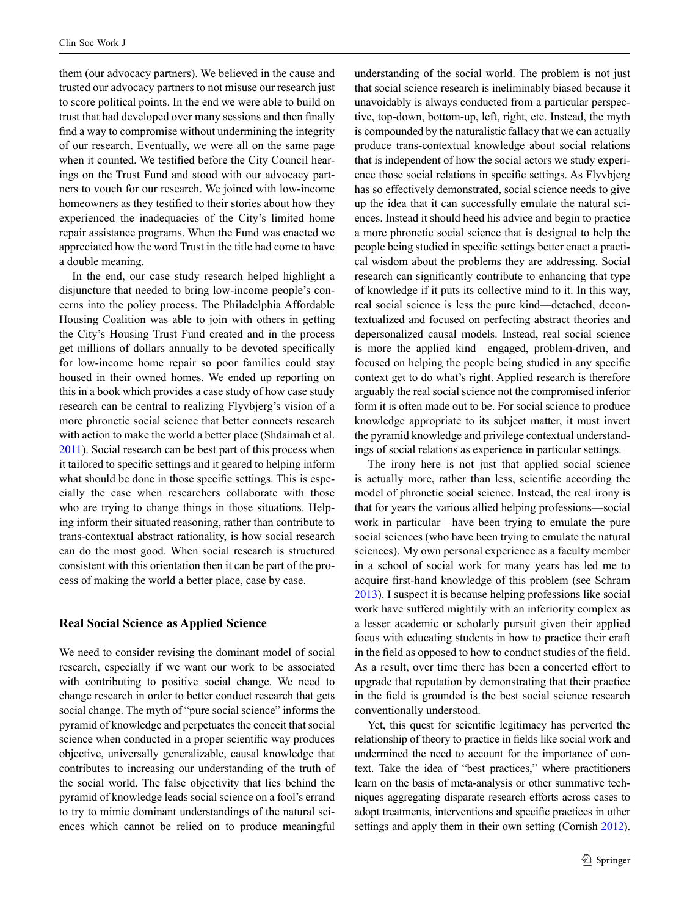them (our advocacy partners). We believed in the cause and trusted our advocacy partners to not misuse our research just to score political points. In the end we were able to build on trust that had developed over many sessions and then finally find a way to compromise without undermining the integrity of our research. Eventually, we were all on the same page when it counted. We testified before the City Council hearings on the Trust Fund and stood with our advocacy partners to vouch for our research. We joined with low-income homeowners as they testified to their stories about how they experienced the inadequacies of the City's limited home repair assistance programs. When the Fund was enacted we appreciated how the word Trust in the title had come to have a double meaning.

In the end, our case study research helped highlight a disjuncture that needed to bring low-income people's concerns into the policy process. The Philadelphia Affordable Housing Coalition was able to join with others in getting the City's Housing Trust Fund created and in the process get millions of dollars annually to be devoted specifically for low-income home repair so poor families could stay housed in their owned homes. We ended up reporting on this in a book which provides a case study of how case study research can be central to realizing Flyvbjerg's vision of a more phronetic social science that better connects research with action to make the world a better place (Shdaimah et al. 2011). Social research can be best part of this process when it tailored to specific settings and it geared to helping inform what should be done in those specific settings. This is especially the case when researchers collaborate with those who are trying to change things in those situations. Helping inform their situated reasoning, rather than contribute to trans-contextual abstract rationality, is how social research can do the most good. When social research is structured consistent with this orientation then it can be part of the process of making the world a better place, case by case.

## Real Social Science as Applied Science

We need to consider revising the dominant model of social research, especially if we want our work to be associated with contributing to positive social change. We need to change research in order to better conduct research that gets social change. The myth of "pure social science" informs the pyramid of knowledge and perpetuates the conceit that social science when conducted in a proper scientific way produces objective, universally generalizable, causal knowledge that contributes to increasing our understanding of the truth of the social world. The false objectivity that lies behind the pyramid of knowledge leads social science on a fool's errand to try to mimic dominant understandings of the natural sciences which cannot be relied on to produce meaningful understanding of the social world. The problem is not just that social science research is ineliminably biased because it unavoidably is always conducted from a particular perspective, top-down, bottom-up, left, right, etc. Instead, the myth is compounded by the naturalistic fallacy that we can actually produce trans-contextual knowledge about social relations that is independent of how the social actors we study experience those social relations in specific settings. As Flyvbjerg has so effectively demonstrated, social science needs to give up the idea that it can successfully emulate the natural sciences. Instead it should heed his advice and begin to practice a more phronetic social science that is designed to help the people being studied in specific settings better enact a practical wisdom about the problems they are addressing. Social research can significantly contribute to enhancing that type of knowledge if it puts its collective mind to it. In this way, real social science is less the pure kind—detached, decontextualized and focused on perfecting abstract theories and depersonalized causal models. Instead, real social science is more the applied kind—engaged, problem-driven, and focused on helping the people being studied in any specific context get to do what's right. Applied research is therefore arguably the real social science not the compromised inferior form it is often made out to be. For social science to produce knowledge appropriate to its subject matter, it must invert the pyramid knowledge and privilege contextual understandings of social relations as experience in particular settings.

The irony here is not just that applied social science is actually more, rather than less, scientific according the model of phronetic social science. Instead, the real irony is that for years the various allied helping professions—social work in particular—have been trying to emulate the pure social sciences (who have been trying to emulate the natural sciences). My own personal experience as a faculty member in a school of social work for many years has led me to acquire first-hand knowledge of this problem (see Schram 2013). I suspect it is because helping professions like social work have suffered mightily with an inferiority complex as a lesser academic or scholarly pursuit given their applied focus with educating students in how to practice their craft in the field as opposed to how to conduct studies of the field. As a result, over time there has been a concerted effort to upgrade that reputation by demonstrating that their practice in the field is grounded is the best social science research conventionally understood.

Yet, this quest for scientific legitimacy has perverted the relationship of theory to practice in fields like social work and undermined the need to account for the importance of context. Take the idea of "best practices," where practitioners learn on the basis of meta-analysis or other summative techniques aggregating disparate research efforts across cases to adopt treatments, interventions and specific practices in other settings and apply them in their own setting (Cornish 2012).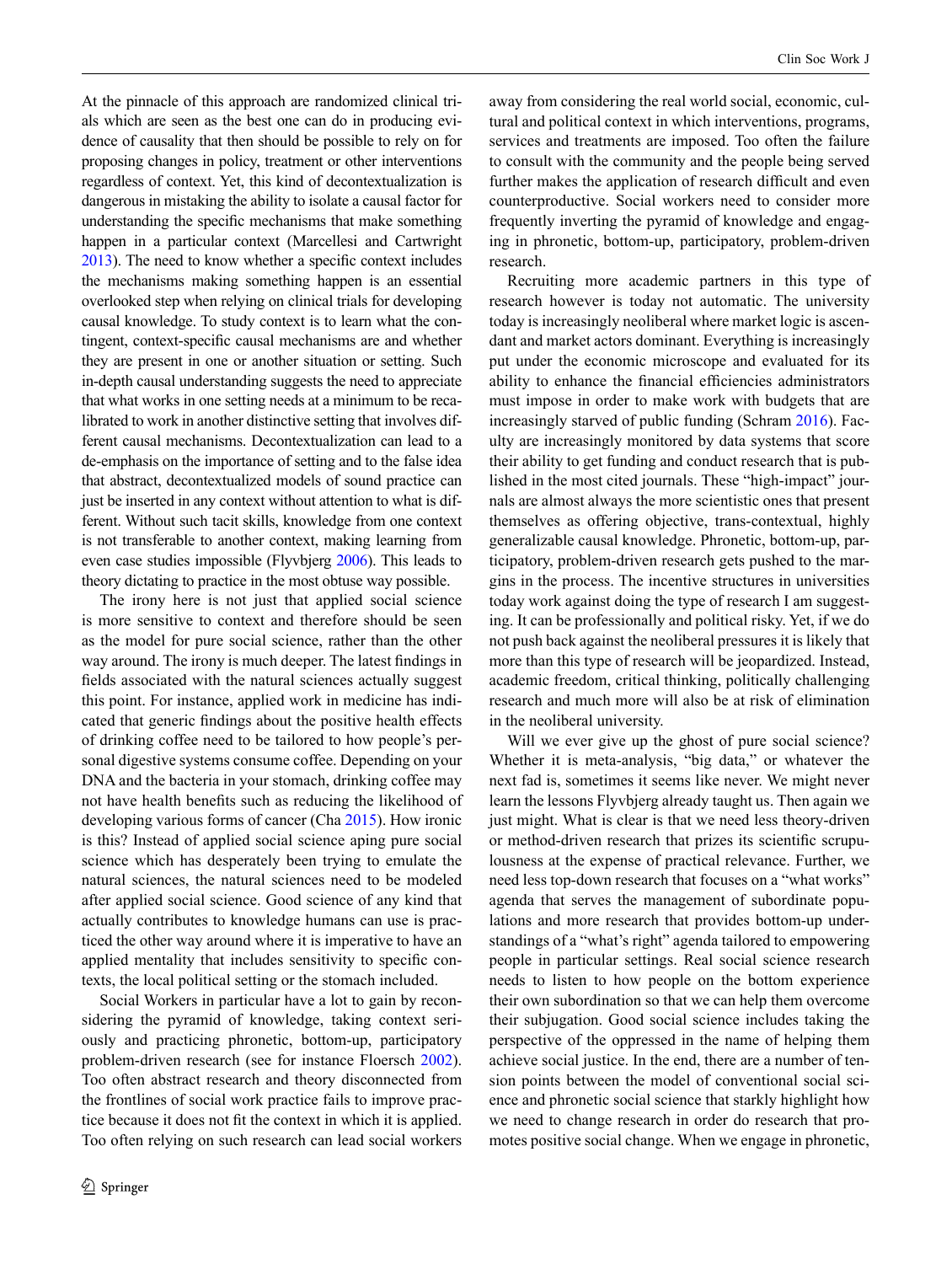At the pinnacle of this approach are randomized clinical trials which are seen as the best one can do in producing evidence of causality that then should be possible to rely on for proposing changes in policy, treatment or other interventions regardless of context. Yet, this kind of decontextualization is dangerous in mistaking the ability to isolate a causal factor for understanding the specific mechanisms that make something happen in a particular context (Marcellesi and Cartwright 2013). The need to know whether a specific context includes the mechanisms making something happen is an essential overlooked step when relying on clinical trials for developing causal knowledge. To study context is to learn what the contingent, context-specific causal mechanisms are and whether they are present in one or another situation or setting. Such in-depth causal understanding suggests the need to appreciate that what works in one setting needs at a minimum to be recalibrated to work in another distinctive setting that involves different causal mechanisms. Decontextualization can lead to a de-emphasis on the importance of setting and to the false idea that abstract, decontextualized models of sound practice can just be inserted in any context without attention to what is different. Without such tacit skills, knowledge from one context is not transferable to another context, making learning from even case studies impossible (Flyvbjerg 2006). This leads to theory dictating to practice in the most obtuse way possible.

The irony here is not just that applied social science is more sensitive to context and therefore should be seen as the model for pure social science, rather than the other way around. The irony is much deeper. The latest findings in fields associated with the natural sciences actually suggest this point. For instance, applied work in medicine has indicated that generic findings about the positive health effects of drinking coffee need to be tailored to how people's personal digestive systems consume coffee. Depending on your DNA and the bacteria in your stomach, drinking coffee may not have health benefits such as reducing the likelihood of developing various forms of cancer (Cha 2015). How ironic is this? Instead of applied social science aping pure social science which has desperately been trying to emulate the natural sciences, the natural sciences need to be modeled after applied social science. Good science of any kind that actually contributes to knowledge humans can use is practiced the other way around where it is imperative to have an applied mentality that includes sensitivity to specific contexts, the local political setting or the stomach included.

Social Workers in particular have a lot to gain by reconsidering the pyramid of knowledge, taking context seriously and practicing phronetic, bottom-up, participatory problem-driven research (see for instance Floersch 2002). Too often abstract research and theory disconnected from the frontlines of social work practice fails to improve practice because it does not fit the context in which it is applied. Too often relying on such research can lead social workers away from considering the real world social, economic, cultural and political context in which interventions, programs, services and treatments are imposed. Too often the failure to consult with the community and the people being served further makes the application of research difficult and even counterproductive. Social workers need to consider more frequently inverting the pyramid of knowledge and engaging in phronetic, bottom-up, participatory, problem-driven research.

Recruiting more academic partners in this type of research however is today not automatic. The university today is increasingly neoliberal where market logic is ascendant and market actors dominant. Everything is increasingly put under the economic microscope and evaluated for its ability to enhance the financial efficiencies administrators must impose in order to make work with budgets that are increasingly starved of public funding (Schram 2016). Faculty are increasingly monitored by data systems that score their ability to get funding and conduct research that is published in the most cited journals. These "high-impact" journals are almost always the more scientistic ones that present themselves as offering objective, trans-contextual, highly generalizable causal knowledge. Phronetic, bottom-up, participatory, problem-driven research gets pushed to the margins in the process. The incentive structures in universities today work against doing the type of research I am suggesting. It can be professionally and political risky. Yet, if we do not push back against the neoliberal pressures it is likely that more than this type of research will be jeopardized. Instead, academic freedom, critical thinking, politically challenging research and much more will also be at risk of elimination in the neoliberal university.

Will we ever give up the ghost of pure social science? Whether it is meta-analysis, "big data," or whatever the next fad is, sometimes it seems like never. We might never learn the lessons Flyvbjerg already taught us. Then again we just might. What is clear is that we need less theory-driven or method-driven research that prizes its scientific scrupulousness at the expense of practical relevance. Further, we need less top-down research that focuses on a "what works" agenda that serves the management of subordinate populations and more research that provides bottom-up understandings of a "what's right" agenda tailored to empowering people in particular settings. Real social science research needs to listen to how people on the bottom experience their own subordination so that we can help them overcome their subjugation. Good social science includes taking the perspective of the oppressed in the name of helping them achieve social justice. In the end, there are a number of tension points between the model of conventional social science and phronetic social science that starkly highlight how we need to change research in order do research that promotes positive social change. When we engage in phronetic,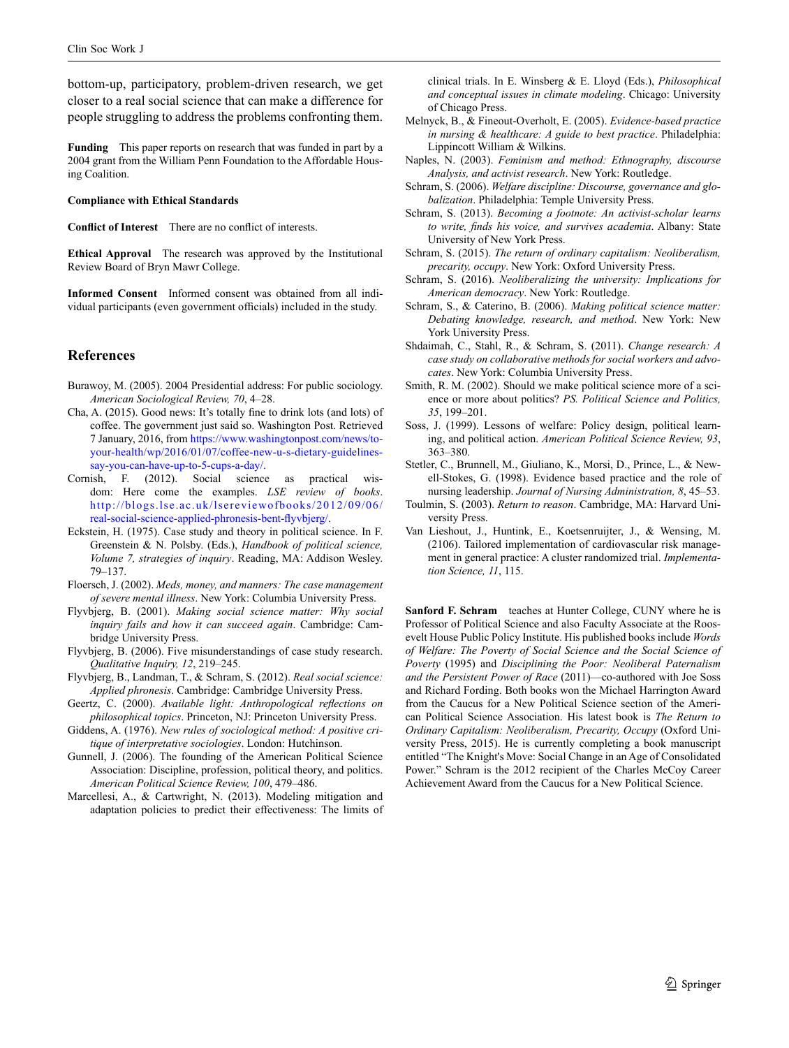bottom-up, participatory, problem-driven research, we get closer to a real social science that can make a difference for people struggling to address the problems confronting them.

**Funding** This paper reports on research that was funded in part by a 2004 grant from the William Penn Foundation to the Affordable Housing Coalition.

**Compliance with Ethical Standards**

**Conflict of Interest** There are no conflict of interests.

**Ethical Approval** The research was approved by the Institutional Review Board of Bryn Mawr College.

**Informed Consent** Informed consent was obtained from all individual participants (even government officials) included in the study.

## References

Burawoy, M. (2005). 2004 Presidential address: For public sociology. *American Sociological Review, 70*, 4–28.

Cha, A. (2015). Good news: It's totally fine to drink lots (and lots) of coffee. The government just said so. Washington Post. Retrieved 7 January, 2016, from https://www.washingtonpost.com/news/to-your-health/wp/2016/01/07/coffee-new-u-s-dietary-guidelines-say-you-can-have-up-to-5-cups-a-day/.

Cornish, F. (2012). Social science as practical wisdom: Here come the examples. *LSE review of books*. http://blogs.lse.ac.uk/lsereviewofbooks/2012/09/06/real-social-science-applied-phronesis-bent-flyvbjerg/.

Eckstein, H. (1975). Case study and theory in political science. In F. Greenstein & N. Polsby. (Eds.), *Handbook of political science, Volume 7, strategies of inquiry*. Reading, MA: Addison Wesley. 79–137.

Floersch, J. (2002). *Meds, money, and manners: The case management of severe mental illness*. New York: Columbia University Press.

Flyvbjerg, B. (2001). *Making social science matter: Why social inquiry fails and how it can succeed again*. Cambridge: Cambridge University Press.

Flyvbjerg, B. (2006). Five misunderstandings of case study research. *Qualitative Inquiry, 12*, 219–245.

Flyvbjerg, B., Landman, T., & Schram, S. (2012). *Real social science: Applied phronesis*. Cambridge: Cambridge University Press.

Geertz, C. (2000). *Available light: Anthropological reflections on philosophical topics*. Princeton, NJ: Princeton University Press.

Giddens, A. (1976). *New rules of sociological method: A positive critique of interpretative sociologies*. London: Hutchinson.

Gunnell, J. (2006). The founding of the American Political Science Association: Discipline, profession, political theory, and politics. *American Political Science Review, 100*, 479–486.

Marcellesi, A., & Cartwright, N. (2013). Modeling mitigation and adaptation policies to predict their effectiveness: The limits of clinical trials. In E. Winsberg & E. Lloyd (Eds.), *Philosophical and conceptual issues in climate modeling*. Chicago: University of Chicago Press.

Melnyck, B., & Fineout-Overholt, E. (2005). *Evidence-based practice in nursing & healthcare: A guide to best practice*. Philadelphia: Lippincott William & Wilkins.

Naples, N. (2003). *Feminism and method: Ethnography, discourse Analysis, and activist research*. New York: Routledge.

Schram, S. (2006). *Welfare discipline: Discourse, governance and globalization*. Philadelphia: Temple University Press.

Schram, S. (2013). *Becoming a footnote: An activist-scholar learns to write, finds his voice, and survives academia*. Albany: State University of New York Press.

Schram, S. (2015). *The return of ordinary capitalism: Neoliberalism, precarity, occupy*. New York: Oxford University Press.

Schram, S. (2016). *Neoliberalizing the university: Implications for American democracy*. New York: Routledge.

Schram, S., & Caterino, B. (2006). *Making political science matter: Debating knowledge, research, and method*. New York: New York University Press.

Shdaimah, C., Stahl, R., & Schram, S. (2011). *Change research: A case study on collaborative methods for social workers and advocates*. New York: Columbia University Press.

Smith, R. M. (2002). Should we make political science more of a science or more about politics? *PS. Political Science and Politics, 35*, 199–201.

Soss, J. (1999). Lessons of welfare: Policy design, political learning, and political action. *American Political Science Review, 93*, 363–380.

Stetler, C., Brunnell, M., Giuliano, K., Morsi, D., Prince, L., & Newell-Stokes, G. (1998). Evidence based practice and the role of nursing leadership. *Journal of Nursing Administration, 8*, 45–53.

Toulmin, S. (2003). *Return to reason*. Cambridge, MA: Harvard University Press.

Van Lieshout, J., Huntink, E., Koetsenruijter, J., & Wensing, M. (2106). Tailored implementation of cardiovascular risk management in general practice: A cluster randomized trial. *Implementation Science, 11*, 115.

**Sanford F. Schram** teaches at Hunter College, CUNY where he is Professor of Political Science and also Faculty Associate at the Roosevelt House Public Policy Institute. His published books include *Words of Welfare: The Poverty of Social Science and the Social Science of Poverty* (1995) and *Disciplining the Poor: Neoliberal Paternalism and the Persistent Power of Race* (2011)—co-authored with Joe Soss and Richard Fording. Both books won the Michael Harrington Award from the Caucus for a New Political Science section of the American Political Science Association. His latest book is *The Return to Ordinary Capitalism: Neoliberalism, Precarity, Occupy* (Oxford University Press, 2015). He is currently completing a book manuscript entitled "The Knight's Move: Social Change in an Age of Consolidated Power." Schram is the 2012 recipient of the Charles McCoy Career Achievement Award from the Caucus for a New Political Science.